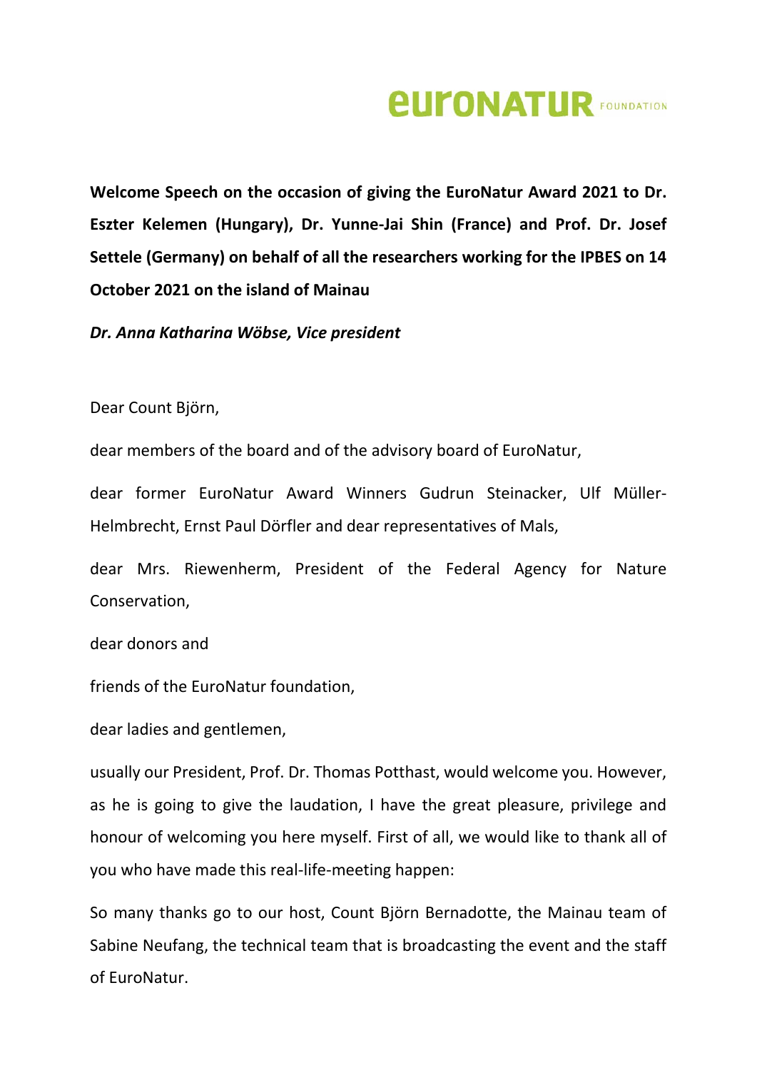**Welcome Speech on the occasion of giving the EuroNatur Award 2021 to Dr. Eszter Kelemen (Hungary), Dr. Yunne-Jai Shin (France) and Prof. Dr. Josef Settele (Germany) on behalf of all the researchers working for the IPBES on 14 October 2021 on the island of Mainau**

***Dr. Anna Katharina Wöbse, Vice president***

Dear Count Björn,

dear members of the board and of the advisory board of EuroNatur,

dear former EuroNatur Award Winners Gudrun Steinacker, Ulf Müller-Helmbrecht, Ernst Paul Dörfler and dear representatives of Mals,

dear Mrs. Riewenherm, President of the Federal Agency for Nature Conservation,

dear donors and

friends of the EuroNatur foundation,

dear ladies and gentlemen,

usually our President, Prof. Dr. Thomas Potthast, would welcome you. However, as he is going to give the laudation, I have the great pleasure, privilege and honour of welcoming you here myself. First of all, we would like to thank all of you who have made this real-life-meeting happen:

So many thanks go to our host, Count Björn Bernadotte, the Mainau team of Sabine Neufang, the technical team that is broadcasting the event and the staff of EuroNatur.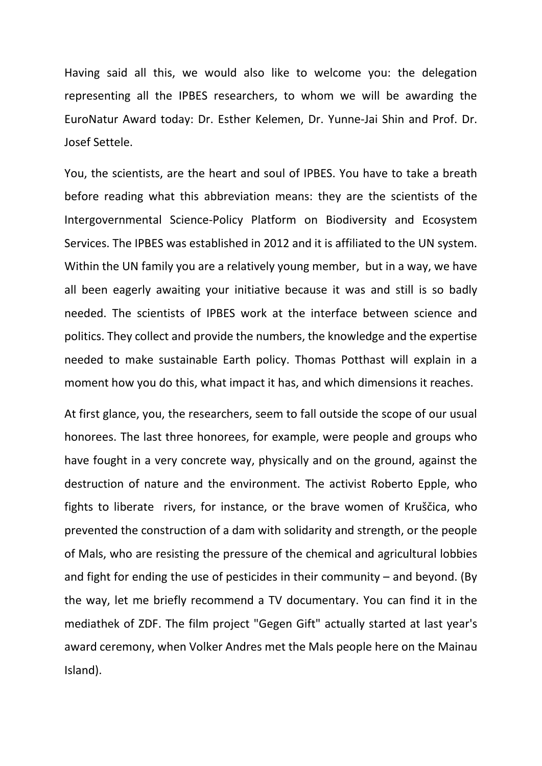Having said all this, we would also like to welcome you: the delegation representing all the IPBES researchers, to whom we will be awarding the EuroNatur Award today: Dr. Esther Kelemen, Dr. Yunne-Jai Shin and Prof. Dr. Josef Settele.

You, the scientists, are the heart and soul of IPBES. You have to take a breath before reading what this abbreviation means: they are the scientists of the Intergovernmental Science-Policy Platform on Biodiversity and Ecosystem Services. The IPBES was established in 2012 and it is affiliated to the UN system. Within the UN family you are a relatively young member, but in a way, we have all been eagerly awaiting your initiative because it was and still is so badly needed. The scientists of IPBES work at the interface between science and politics. They collect and provide the numbers, the knowledge and the expertise needed to make sustainable Earth policy. Thomas Potthast will explain in a moment how you do this, what impact it has, and which dimensions it reaches.

At first glance, you, the researchers, seem to fall outside the scope of our usual honorees. The last three honorees, for example, were people and groups who have fought in a very concrete way, physically and on the ground, against the destruction of nature and the environment. The activist Roberto Epple, who fights to liberate rivers, for instance, or the brave women of Kruščica, who prevented the construction of a dam with solidarity and strength, or the people of Mals, who are resisting the pressure of the chemical and agricultural lobbies and fight for ending the use of pesticides in their community – and beyond. (By the way, let me briefly recommend a TV documentary. You can find it in the mediathek of ZDF. The film project "Gegen Gift" actually started at last year's award ceremony, when Volker Andres met the Mals people here on the Mainau Island).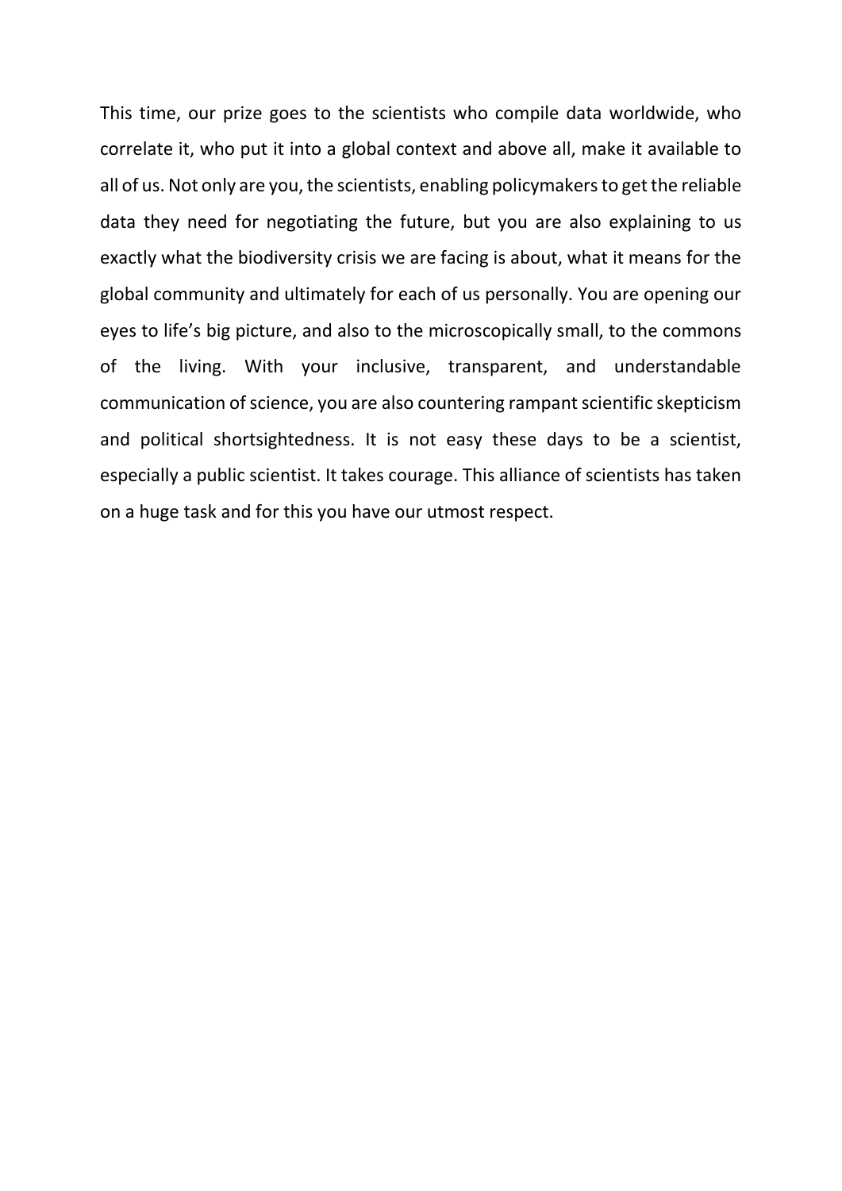This time, our prize goes to the scientists who compile data worldwide, who correlate it, who put it into a global context and above all, make it available to all of us. Not only are you, the scientists, enabling policymakers to get the reliable data they need for negotiating the future, but you are also explaining to us exactly what the biodiversity crisis we are facing is about, what it means for the global community and ultimately for each of us personally. You are opening our eyes to life's big picture, and also to the microscopically small, to the commons of the living. With your inclusive, transparent, and understandable communication of science, you are also countering rampant scientific skepticism and political shortsightedness. It is not easy these days to be a scientist, especially a public scientist. It takes courage. This alliance of scientists has taken on a huge task and for this you have our utmost respect.